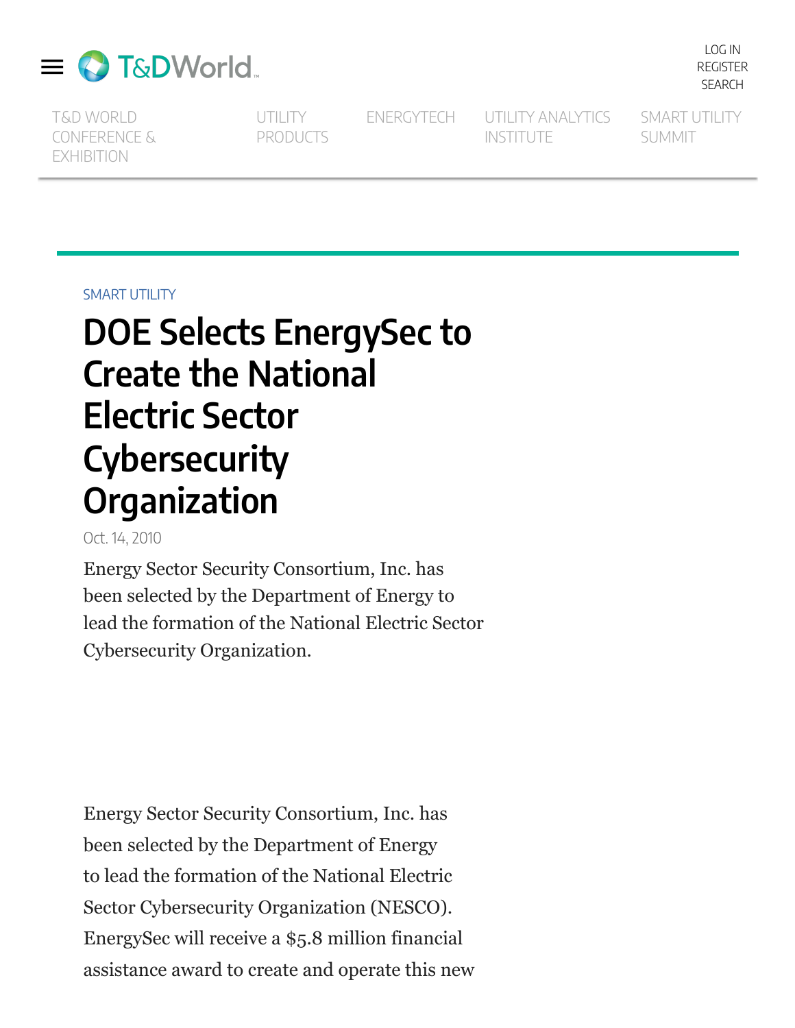SMART UTILITY

# DOE Selects EnergySec to Create the National Electric Sector Cybersecurity Organization

Oct. 14, 2010

Energy Sector Security Consortium, Inc. has been selected by the Department of Energy to lead the formation of the National Electric Sector Cybersecurity Organization.

Energy Sector Security Consortium, Inc. has been selected by the Department of Energy to lead the formation of the National Electric Sector Cybersecurity Organization (NESCO). EnergySec will receive a $5.8 million financial assistance award to create and operate this new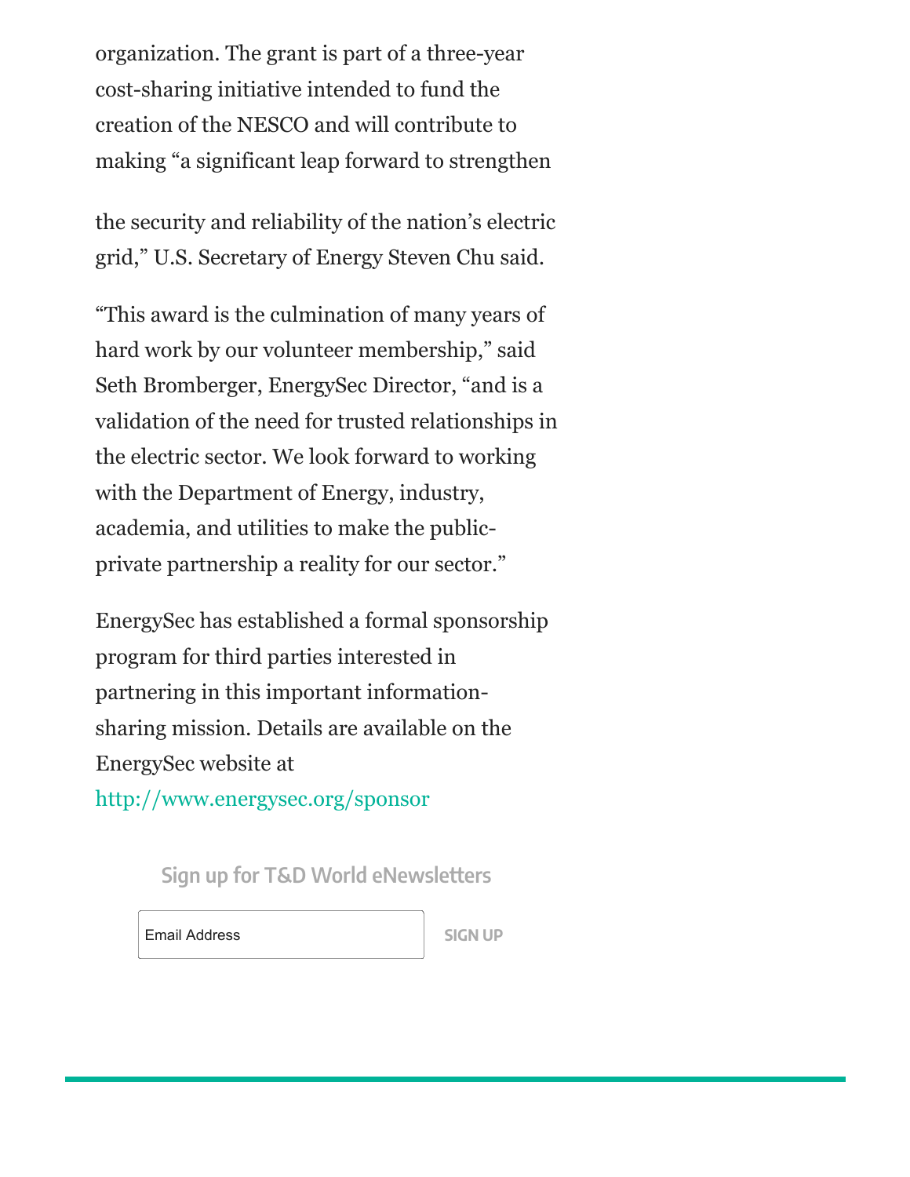organization. The grant is part of a three-year cost-sharing initiative intended to fund the creation of the NESCO and will contribute to making "a significant leap forward to strengthen the security and reliability of the nation's electric grid," U.S. Secretary of Energy Steven Chu said.

"This award is the culmination of many years of hard work by our volunteer membership," said Seth Bromberger, EnergySec Director, "and is a validation of the need for trusted relationships in the electric sector. We look forward to working with the Department of Energy, industry, academia, and utilities to make the public-private partnership a reality for our sector."

EnergySec has established a formal sponsorship program for third parties interested in partnering in this important information-sharing mission. Details are available on the EnergySec website at http://www.energysec.org/sponsor

Sign up for T&D World eNewsletters

Email Address

SIGN UP